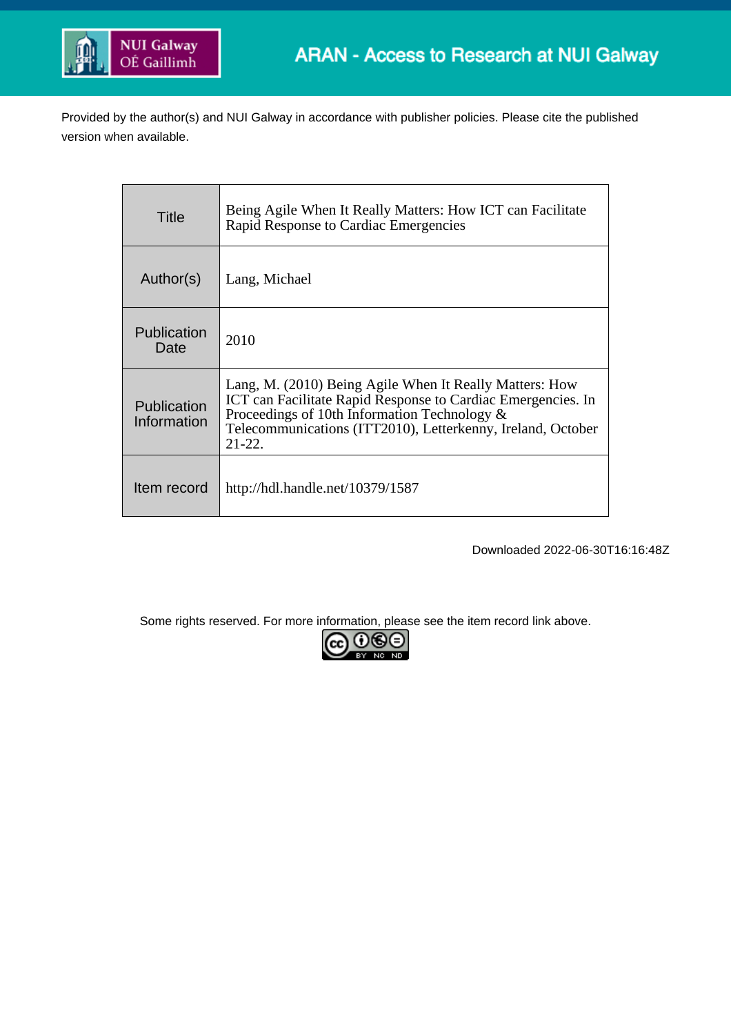ARAN - Access to Research at NUI Galway

Provided by the author(s) and NUI Galway in accordance with publisher policies. Please cite the published version when available.

| Title | Being Agile When It Really Matters: How ICT can Facilitate Rapid Response to Cardiac Emergencies |
|---|---|
| Author(s) | Lang, Michael |
| Publication Date | 2010 |
| Publication Information | Lang, M. (2010) Being Agile When It Really Matters: How ICT can Facilitate Rapid Response to Cardiac Emergencies. In Proceedings of 10th Information Technology & Telecommunications (ITT2010), Letterkenny, Ireland, October 21-22. |
| Item record | http://hdl.handle.net/10379/1587 |

Downloaded 2022-06-30T16:16:48Z

Some rights reserved. For more information, please see the item record link above.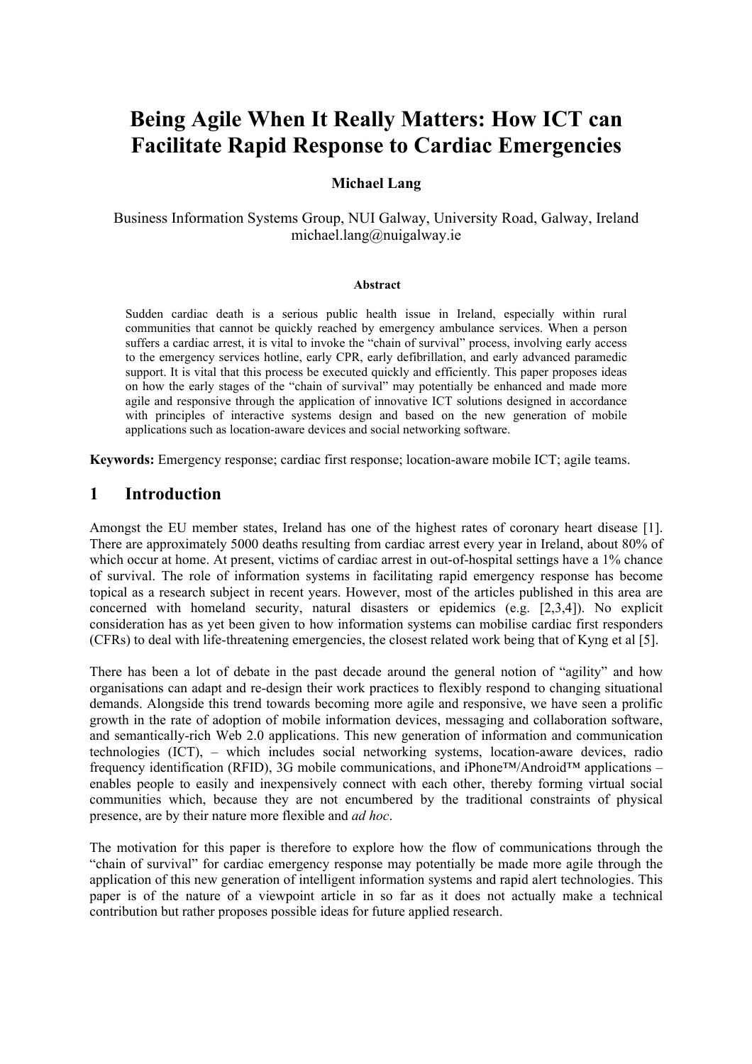# Being Agile When It Really Matters: How ICT can Facilitate Rapid Response to Cardiac Emergencies

**Michael Lang**

Business Information Systems Group, NUI Galway, University Road, Galway, Ireland
michael.lang@nuigalway.ie

#### Abstract

Sudden cardiac death is a serious public health issue in Ireland, especially within rural communities that cannot be quickly reached by emergency ambulance services. When a person suffers a cardiac arrest, it is vital to invoke the "chain of survival" process, involving early access to the emergency services hotline, early CPR, early defibrillation, and early advanced paramedic support. It is vital that this process be executed quickly and efficiently. This paper proposes ideas on how the early stages of the "chain of survival" may potentially be enhanced and made more agile and responsive through the application of innovative ICT solutions designed in accordance with principles of interactive systems design and based on the new generation of mobile applications such as location-aware devices and social networking software.

**Keywords:** Emergency response; cardiac first response; location-aware mobile ICT; agile teams.

## 1 Introduction

Amongst the EU member states, Ireland has one of the highest rates of coronary heart disease [1]. There are approximately 5000 deaths resulting from cardiac arrest every year in Ireland, about 80% of which occur at home. At present, victims of cardiac arrest in out-of-hospital settings have a 1% chance of survival. The role of information systems in facilitating rapid emergency response has become topical as a research subject in recent years. However, most of the articles published in this area are concerned with homeland security, natural disasters or epidemics (e.g. [2,3,4]). No explicit consideration has as yet been given to how information systems can mobilise cardiac first responders (CFRs) to deal with life-threatening emergencies, the closest related work being that of Kyng et al [5].

There has been a lot of debate in the past decade around the general notion of "agility" and how organisations can adapt and re-design their work practices to flexibly respond to changing situational demands. Alongside this trend towards becoming more agile and responsive, we have seen a prolific growth in the rate of adoption of mobile information devices, messaging and collaboration software, and semantically-rich Web 2.0 applications. This new generation of information and communication technologies (ICT), – which includes social networking systems, location-aware devices, radio frequency identification (RFID), 3G mobile communications, and iPhone™/Android™ applications – enables people to easily and inexpensively connect with each other, thereby forming virtual social communities which, because they are not encumbered by the traditional constraints of physical presence, are by their nature more flexible and *ad hoc*.

The motivation for this paper is therefore to explore how the flow of communications through the "chain of survival" for cardiac emergency response may potentially be made more agile through the application of this new generation of intelligent information systems and rapid alert technologies. This paper is of the nature of a viewpoint article in so far as it does not actually make a technical contribution but rather proposes possible ideas for future applied research.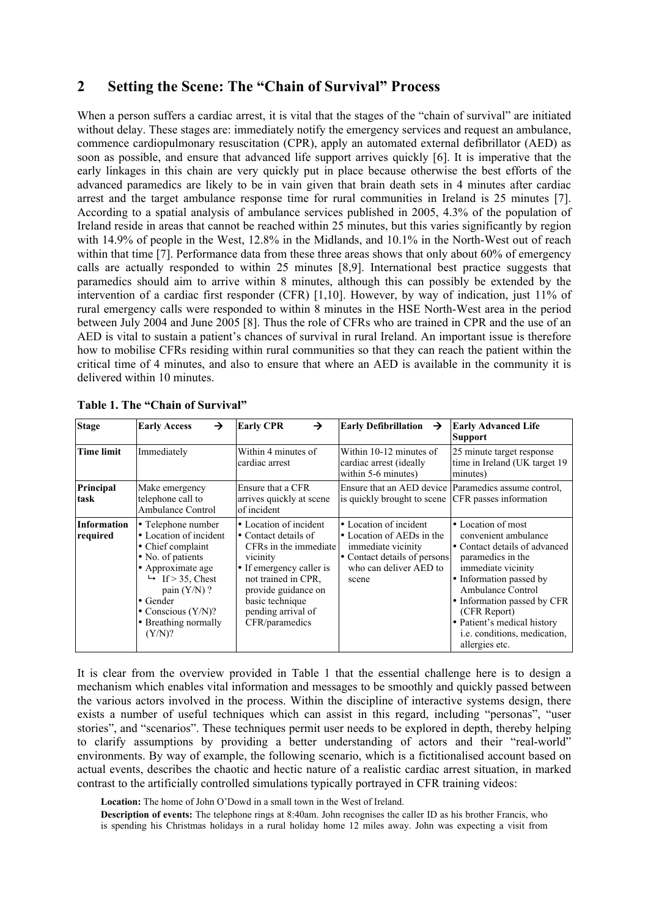## 2 Setting the Scene: The "Chain of Survival" Process

When a person suffers a cardiac arrest, it is vital that the stages of the "chain of survival" are initiated without delay. These stages are: immediately notify the emergency services and request an ambulance, commence cardiopulmonary resuscitation (CPR), apply an automated external defibrillator (AED) as soon as possible, and ensure that advanced life support arrives quickly [6]. It is imperative that the early linkages in this chain are very quickly put in place because otherwise the best efforts of the advanced paramedics are likely to be in vain given that brain death sets in 4 minutes after cardiac arrest and the target ambulance response time for rural communities in Ireland is 25 minutes [7]. According to a spatial analysis of ambulance services published in 2005, 4.3% of the population of Ireland reside in areas that cannot be reached within 25 minutes, but this varies significantly by region with 14.9% of people in the West, 12.8% in the Midlands, and 10.1% in the North-West out of reach within that time [7]. Performance data from these three areas shows that only about 60% of emergency calls are actually responded to within 25 minutes [8,9]. International best practice suggests that paramedics should aim to arrive within 8 minutes, although this can possibly be extended by the intervention of a cardiac first responder (CFR) [1,10]. However, by way of indication, just 11% of rural emergency calls were responded to within 8 minutes in the HSE North-West area in the period between July 2004 and June 2005 [8]. Thus the role of CFRs who are trained in CPR and the use of an AED is vital to sustain a patient's chances of survival in rural Ireland. An important issue is therefore how to mobilise CFRs residing within rural communities so that they can reach the patient within the critical time of 4 minutes, and also to ensure that where an AED is available in the community it is delivered within 10 minutes.

**Table 1. The "Chain of Survival"**

| **Stage** | **Early Access →** | **Early CPR →** | **Early Defibrillation →** | **Early Advanced Life Support** |
|---|---|---|---|---|
| **Time limit** | Immediately | Within 4 minutes of cardiac arrest | Within 10-12 minutes of cardiac arrest (ideally within 5-6 minutes) | 25 minute target response time in Ireland (UK target 19 minutes) |
| **Principal task** | Make emergency telephone call to Ambulance Control | Ensure that a CFR arrives quickly at scene of incident | Ensure that an AED device is quickly brought to scene | Paramedics assume control, CFR passes information |
| **Information required** | • Telephone number<br>• Location of incident<br>• Chief complaint<br>• No. of patients<br>• Approximate age<br>↳ If > 35, Chest pain (Y/N) ?<br>• Gender<br>• Conscious (Y/N)?<br>• Breathing normally (Y/N)? | • Location of incident<br>• Contact details of CFRs in the immediate vicinity<br>• If emergency caller is not trained in CPR, provide guidance on basic technique pending arrival of CFR/paramedics | • Location of incident<br>• Location of AEDs in the immediate vicinity<br>• Contact details of persons who can deliver AED to scene | • Location of most convenient ambulance<br>• Contact details of advanced paramedics in the immediate vicinity<br>• Information passed by Ambulance Control<br>• Information passed by CFR (CFR Report)<br>• Patient's medical history i.e. conditions, medication, allergies etc. |

It is clear from the overview provided in Table 1 that the essential challenge here is to design a mechanism which enables vital information and messages to be smoothly and quickly passed between the various actors involved in the process. Within the discipline of interactive systems design, there exists a number of useful techniques which can assist in this regard, including "personas", "user stories", and "scenarios". These techniques permit user needs to be explored in depth, thereby helping to clarify assumptions by providing a better understanding of actors and their "real-world" environments. By way of example, the following scenario, which is a fictitionalised account based on actual events, describes the chaotic and hectic nature of a realistic cardiac arrest situation, in marked contrast to the artificially controlled simulations typically portrayed in CFR training videos:

> **Location:** The home of John O'Dowd in a small town in the West of Ireland.
>
> **Description of events:** The telephone rings at 8:40am. John recognises the caller ID as his brother Francis, who is spending his Christmas holidays in a rural holiday home 12 miles away. John was expecting a visit from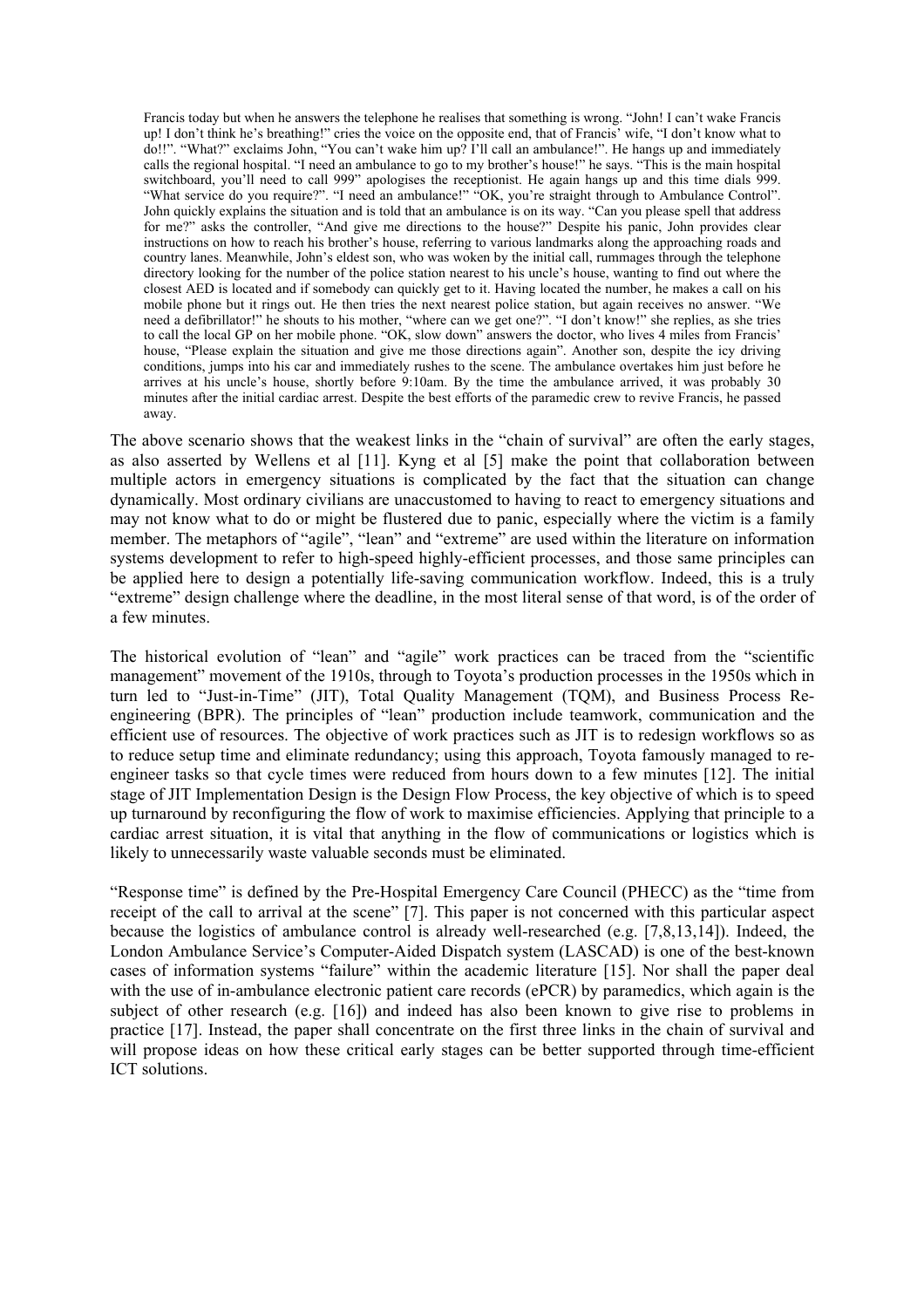> Francis today but when he answers the telephone he realises that something is wrong. "John! I can't wake Francis up! I don't think he's breathing!" cries the voice on the opposite end, that of Francis' wife, "I don't know what to do!!". "What?" exclaims John, "You can't wake him up? I'll call an ambulance!". He hangs up and immediately calls the regional hospital. "I need an ambulance to go to my brother's house!" he says. "This is the main hospital switchboard, you'll need to call 999" apologises the receptionist. He again hangs up and this time dials 999. "What service do you require?". "I need an ambulance!" "OK, you're straight through to Ambulance Control". John quickly explains the situation and is told that an ambulance is on its way. "Can you please spell that address for me?" asks the controller, "And give me directions to the house?" Despite his panic, John provides clear instructions on how to reach his brother's house, referring to various landmarks along the approaching roads and country lanes. Meanwhile, John's eldest son, who was woken by the initial call, rummages through the telephone directory looking for the number of the police station nearest to his uncle's house, wanting to find out where the closest AED is located and if somebody can quickly get to it. Having located the number, he makes a call on his mobile phone but it rings out. He then tries the next nearest police station, but again receives no answer. "We need a defibrillator!" he shouts to his mother, "where can we get one?". "I don't know!" she replies, as she tries to call the local GP on her mobile phone. "OK, slow down" answers the doctor, who lives 4 miles from Francis' house, "Please explain the situation and give me those directions again". Another son, despite the icy driving conditions, jumps into his car and immediately rushes to the scene. The ambulance overtakes him just before he arrives at his uncle's house, shortly before 9:10am. By the time the ambulance arrived, it was probably 30 minutes after the initial cardiac arrest. Despite the best efforts of the paramedic crew to revive Francis, he passed away.

The above scenario shows that the weakest links in the "chain of survival" are often the early stages, as also asserted by Wellens et al [11]. Kyng et al [5] make the point that collaboration between multiple actors in emergency situations is complicated by the fact that the situation can change dynamically. Most ordinary civilians are unaccustomed to having to react to emergency situations and may not know what to do or might be flustered due to panic, especially where the victim is a family member. The metaphors of "agile", "lean" and "extreme" are used within the literature on information systems development to refer to high-speed highly-efficient processes, and those same principles can be applied here to design a potentially life-saving communication workflow. Indeed, this is a truly "extreme" design challenge where the deadline, in the most literal sense of that word, is of the order of a few minutes.

The historical evolution of "lean" and "agile" work practices can be traced from the "scientific management" movement of the 1910s, through to Toyota's production processes in the 1950s which in turn led to "Just-in-Time" (JIT), Total Quality Management (TQM), and Business Process Re-engineering (BPR). The principles of "lean" production include teamwork, communication and the efficient use of resources. The objective of work practices such as JIT is to redesign workflows so as to reduce setup time and eliminate redundancy; using this approach, Toyota famously managed to re-engineer tasks so that cycle times were reduced from hours down to a few minutes [12]. The initial stage of JIT Implementation Design is the Design Flow Process, the key objective of which is to speed up turnaround by reconfiguring the flow of work to maximise efficiencies. Applying that principle to a cardiac arrest situation, it is vital that anything in the flow of communications or logistics which is likely to unnecessarily waste valuable seconds must be eliminated.

"Response time" is defined by the Pre-Hospital Emergency Care Council (PHECC) as the "time from receipt of the call to arrival at the scene" [7]. This paper is not concerned with this particular aspect because the logistics of ambulance control is already well-researched (e.g. [7,8,13,14]). Indeed, the London Ambulance Service's Computer-Aided Dispatch system (LASCAD) is one of the best-known cases of information systems "failure" within the academic literature [15]. Nor shall the paper deal with the use of in-ambulance electronic patient care records (ePCR) by paramedics, which again is the subject of other research (e.g. [16]) and indeed has also been known to give rise to problems in practice [17]. Instead, the paper shall concentrate on the first three links in the chain of survival and will propose ideas on how these critical early stages can be better supported through time-efficient ICT solutions.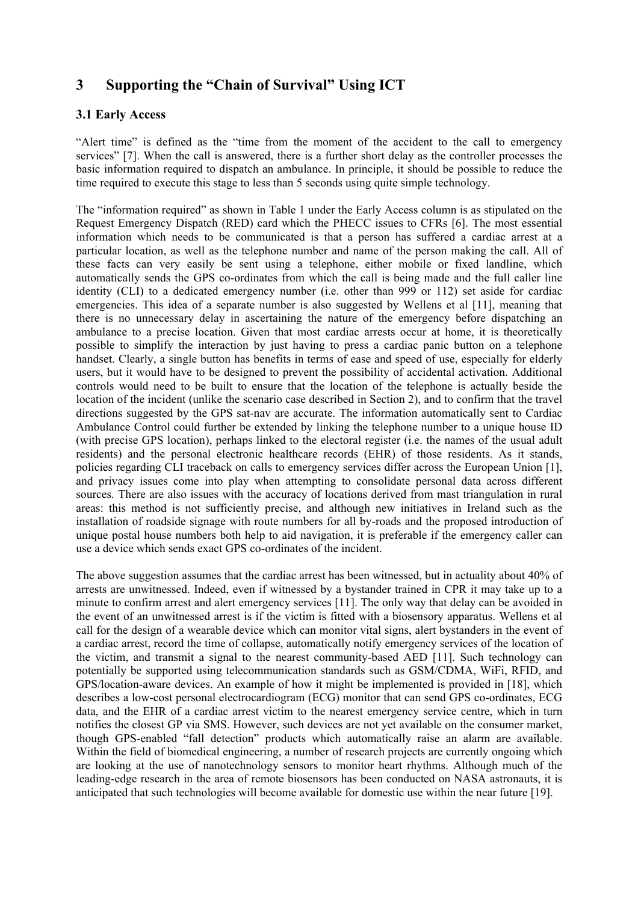## 3 Supporting the "Chain of Survival" Using ICT

### 3.1 Early Access

"Alert time" is defined as the "time from the moment of the accident to the call to emergency services" [7]. When the call is answered, there is a further short delay as the controller processes the basic information required to dispatch an ambulance. In principle, it should be possible to reduce the time required to execute this stage to less than 5 seconds using quite simple technology.

The "information required" as shown in Table 1 under the Early Access column is as stipulated on the Request Emergency Dispatch (RED) card which the PHECC issues to CFRs [6]. The most essential information which needs to be communicated is that a person has suffered a cardiac arrest at a particular location, as well as the telephone number and name of the person making the call. All of these facts can very easily be sent using a telephone, either mobile or fixed landline, which automatically sends the GPS co-ordinates from which the call is being made and the full caller line identity (CLI) to a dedicated emergency number (i.e. other than 999 or 112) set aside for cardiac emergencies. This idea of a separate number is also suggested by Wellens et al [11], meaning that there is no unnecessary delay in ascertaining the nature of the emergency before dispatching an ambulance to a precise location. Given that most cardiac arrests occur at home, it is theoretically possible to simplify the interaction by just having to press a cardiac panic button on a telephone handset. Clearly, a single button has benefits in terms of ease and speed of use, especially for elderly users, but it would have to be designed to prevent the possibility of accidental activation. Additional controls would need to be built to ensure that the location of the telephone is actually beside the location of the incident (unlike the scenario case described in Section 2), and to confirm that the travel directions suggested by the GPS sat-nav are accurate. The information automatically sent to Cardiac Ambulance Control could further be extended by linking the telephone number to a unique house ID (with precise GPS location), perhaps linked to the electoral register (i.e. the names of the usual adult residents) and the personal electronic healthcare records (EHR) of those residents. As it stands, policies regarding CLI traceback on calls to emergency services differ across the European Union [1], and privacy issues come into play when attempting to consolidate personal data across different sources. There are also issues with the accuracy of locations derived from mast triangulation in rural areas: this method is not sufficiently precise, and although new initiatives in Ireland such as the installation of roadside signage with route numbers for all by-roads and the proposed introduction of unique postal house numbers both help to aid navigation, it is preferable if the emergency caller can use a device which sends exact GPS co-ordinates of the incident.

The above suggestion assumes that the cardiac arrest has been witnessed, but in actuality about 40% of arrests are unwitnessed. Indeed, even if witnessed by a bystander trained in CPR it may take up to a minute to confirm arrest and alert emergency services [11]. The only way that delay can be avoided in the event of an unwitnessed arrest is if the victim is fitted with a biosensory apparatus. Wellens et al call for the design of a wearable device which can monitor vital signs, alert bystanders in the event of a cardiac arrest, record the time of collapse, automatically notify emergency services of the location of the victim, and transmit a signal to the nearest community-based AED [11]. Such technology can potentially be supported using telecommunication standards such as GSM/CDMA, WiFi, RFID, and GPS/location-aware devices. An example of how it might be implemented is provided in [18], which describes a low-cost personal electrocardiogram (ECG) monitor that can send GPS co-ordinates, ECG data, and the EHR of a cardiac arrest victim to the nearest emergency service centre, which in turn notifies the closest GP via SMS. However, such devices are not yet available on the consumer market, though GPS-enabled "fall detection" products which automatically raise an alarm are available. Within the field of biomedical engineering, a number of research projects are currently ongoing which are looking at the use of nanotechnology sensors to monitor heart rhythms. Although much of the leading-edge research in the area of remote biosensors has been conducted on NASA astronauts, it is anticipated that such technologies will become available for domestic use within the near future [19].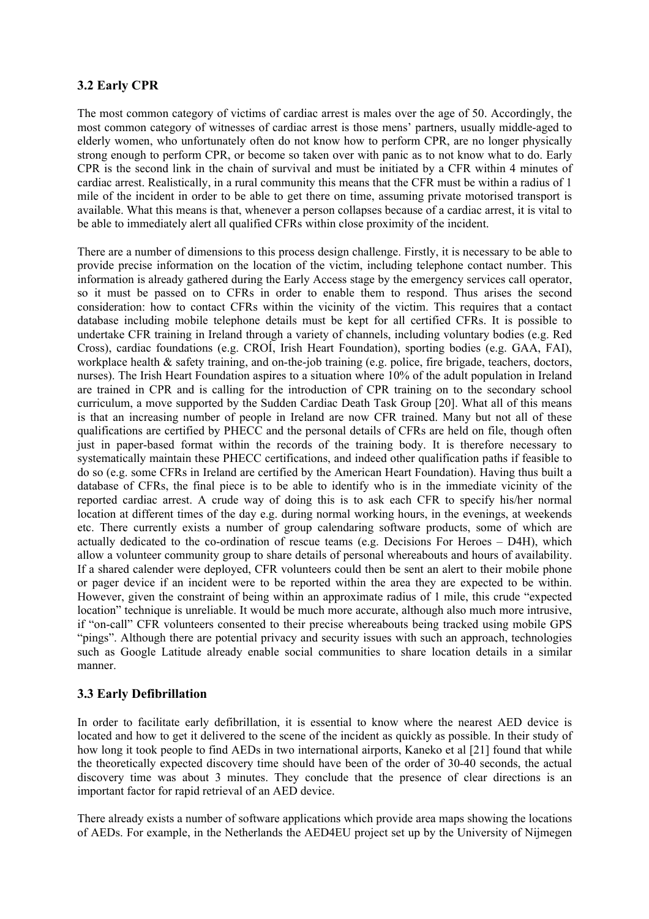### 3.2 Early CPR

The most common category of victims of cardiac arrest is males over the age of 50. Accordingly, the most common category of witnesses of cardiac arrest is those mens' partners, usually middle-aged to elderly women, who unfortunately often do not know how to perform CPR, are no longer physically strong enough to perform CPR, or become so taken over with panic as to not know what to do. Early CPR is the second link in the chain of survival and must be initiated by a CFR within 4 minutes of cardiac arrest. Realistically, in a rural community this means that the CFR must be within a radius of 1 mile of the incident in order to be able to get there on time, assuming private motorised transport is available. What this means is that, whenever a person collapses because of a cardiac arrest, it is vital to be able to immediately alert all qualified CFRs within close proximity of the incident.

There are a number of dimensions to this process design challenge. Firstly, it is necessary to be able to provide precise information on the location of the victim, including telephone contact number. This information is already gathered during the Early Access stage by the emergency services call operator, so it must be passed on to CFRs in order to enable them to respond. Thus arises the second consideration: how to contact CFRs within the vicinity of the victim. This requires that a contact database including mobile telephone details must be kept for all certified CFRs. It is possible to undertake CFR training in Ireland through a variety of channels, including voluntary bodies (e.g. Red Cross), cardiac foundations (e.g. CROÍ, Irish Heart Foundation), sporting bodies (e.g. GAA, FAI), workplace health & safety training, and on-the-job training (e.g. police, fire brigade, teachers, doctors, nurses). The Irish Heart Foundation aspires to a situation where 10% of the adult population in Ireland are trained in CPR and is calling for the introduction of CPR training on to the secondary school curriculum, a move supported by the Sudden Cardiac Death Task Group [20]. What all of this means is that an increasing number of people in Ireland are now CFR trained. Many but not all of these qualifications are certified by PHECC and the personal details of CFRs are held on file, though often just in paper-based format within the records of the training body. It is therefore necessary to systematically maintain these PHECC certifications, and indeed other qualification paths if feasible to do so (e.g. some CFRs in Ireland are certified by the American Heart Foundation). Having thus built a database of CFRs, the final piece is to be able to identify who is in the immediate vicinity of the reported cardiac arrest. A crude way of doing this is to ask each CFR to specify his/her normal location at different times of the day e.g. during normal working hours, in the evenings, at weekends etc. There currently exists a number of group calendaring software products, some of which are actually dedicated to the co-ordination of rescue teams (e.g. Decisions For Heroes – D4H), which allow a volunteer community group to share details of personal whereabouts and hours of availability. If a shared calender were deployed, CFR volunteers could then be sent an alert to their mobile phone or pager device if an incident were to be reported within the area they are expected to be within. However, given the constraint of being within an approximate radius of 1 mile, this crude "expected location" technique is unreliable. It would be much more accurate, although also much more intrusive, if "on-call" CFR volunteers consented to their precise whereabouts being tracked using mobile GPS "pings". Although there are potential privacy and security issues with such an approach, technologies such as Google Latitude already enable social communities to share location details in a similar manner.

### 3.3 Early Defibrillation

In order to facilitate early defibrillation, it is essential to know where the nearest AED device is located and how to get it delivered to the scene of the incident as quickly as possible. In their study of how long it took people to find AEDs in two international airports, Kaneko et al [21] found that while the theoretically expected discovery time should have been of the order of 30-40 seconds, the actual discovery time was about 3 minutes. They conclude that the presence of clear directions is an important factor for rapid retrieval of an AED device.

There already exists a number of software applications which provide area maps showing the locations of AEDs. For example, in the Netherlands the AED4EU project set up by the University of Nijmegen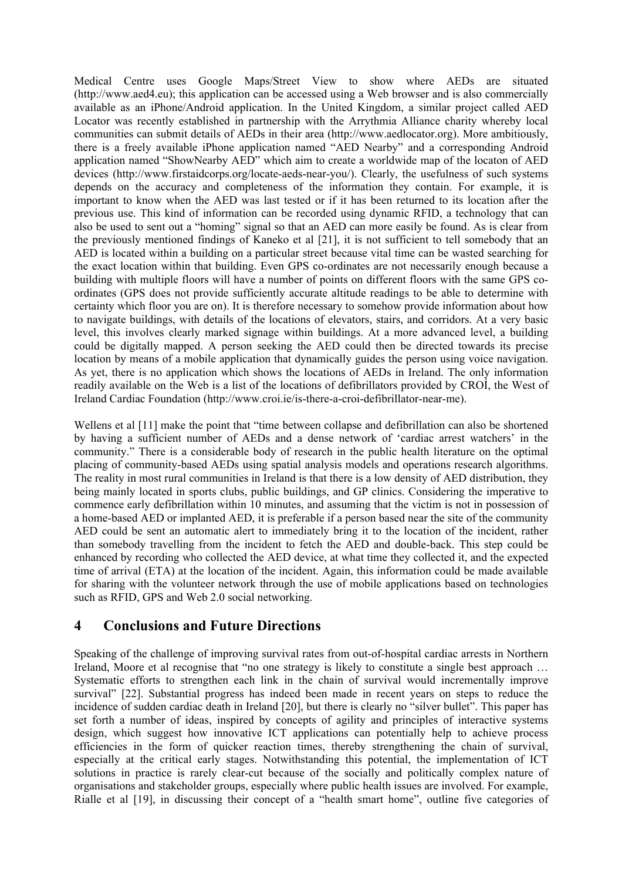Medical Centre uses Google Maps/Street View to show where AEDs are situated (http://www.aed4.eu); this application can be accessed using a Web browser and is also commercially available as an iPhone/Android application. In the United Kingdom, a similar project called AED Locator was recently established in partnership with the Arrythmia Alliance charity whereby local communities can submit details of AEDs in their area (http://www.aedlocator.org). More ambitiously, there is a freely available iPhone application named "AED Nearby" and a corresponding Android application named "ShowNearby AED" which aim to create a worldwide map of the locaton of AED devices (http://www.firstaidcorps.org/locate-aeds-near-you/). Clearly, the usefulness of such systems depends on the accuracy and completeness of the information they contain. For example, it is important to know when the AED was last tested or if it has been returned to its location after the previous use. This kind of information can be recorded using dynamic RFID, a technology that can also be used to sent out a "homing" signal so that an AED can more easily be found. As is clear from the previously mentioned findings of Kaneko et al [21], it is not sufficient to tell somebody that an AED is located within a building on a particular street because vital time can be wasted searching for the exact location within that building. Even GPS co-ordinates are not necessarily enough because a building with multiple floors will have a number of points on different floors with the same GPS co-ordinates (GPS does not provide sufficiently accurate altitude readings to be able to determine with certainty which floor you are on). It is therefore necessary to somehow provide information about how to navigate buildings, with details of the locations of elevators, stairs, and corridors. At a very basic level, this involves clearly marked signage within buildings. At a more advanced level, a building could be digitally mapped. A person seeking the AED could then be directed towards its precise location by means of a mobile application that dynamically guides the person using voice navigation. As yet, there is no application which shows the locations of AEDs in Ireland. The only information readily available on the Web is a list of the locations of defibrillators provided by CROÍ, the West of Ireland Cardiac Foundation (http://www.croi.ie/is-there-a-croi-defibrillator-near-me).

Wellens et al [11] make the point that "time between collapse and defibrillation can also be shortened by having a sufficient number of AEDs and a dense network of 'cardiac arrest watchers' in the community." There is a considerable body of research in the public health literature on the optimal placing of community-based AEDs using spatial analysis models and operations research algorithms. The reality in most rural communities in Ireland is that there is a low density of AED distribution, they being mainly located in sports clubs, public buildings, and GP clinics. Considering the imperative to commence early defibrillation within 10 minutes, and assuming that the victim is not in possession of a home-based AED or implanted AED, it is preferable if a person based near the site of the community AED could be sent an automatic alert to immediately bring it to the location of the incident, rather than somebody travelling from the incident to fetch the AED and double-back. This step could be enhanced by recording who collected the AED device, at what time they collected it, and the expected time of arrival (ETA) at the location of the incident. Again, this information could be made available for sharing with the volunteer network through the use of mobile applications based on technologies such as RFID, GPS and Web 2.0 social networking.

## 4 Conclusions and Future Directions

Speaking of the challenge of improving survival rates from out-of-hospital cardiac arrests in Northern Ireland, Moore et al recognise that "no one strategy is likely to constitute a single best approach … Systematic efforts to strengthen each link in the chain of survival would incrementally improve survival" [22]. Substantial progress has indeed been made in recent years on steps to reduce the incidence of sudden cardiac death in Ireland [20], but there is clearly no "silver bullet". This paper has set forth a number of ideas, inspired by concepts of agility and principles of interactive systems design, which suggest how innovative ICT applications can potentially help to achieve process efficiencies in the form of quicker reaction times, thereby strengthening the chain of survival, especially at the critical early stages. Notwithstanding this potential, the implementation of ICT solutions in practice is rarely clear-cut because of the socially and politically complex nature of organisations and stakeholder groups, especially where public health issues are involved. For example, Rialle et al [19], in discussing their concept of a "health smart home", outline five categories of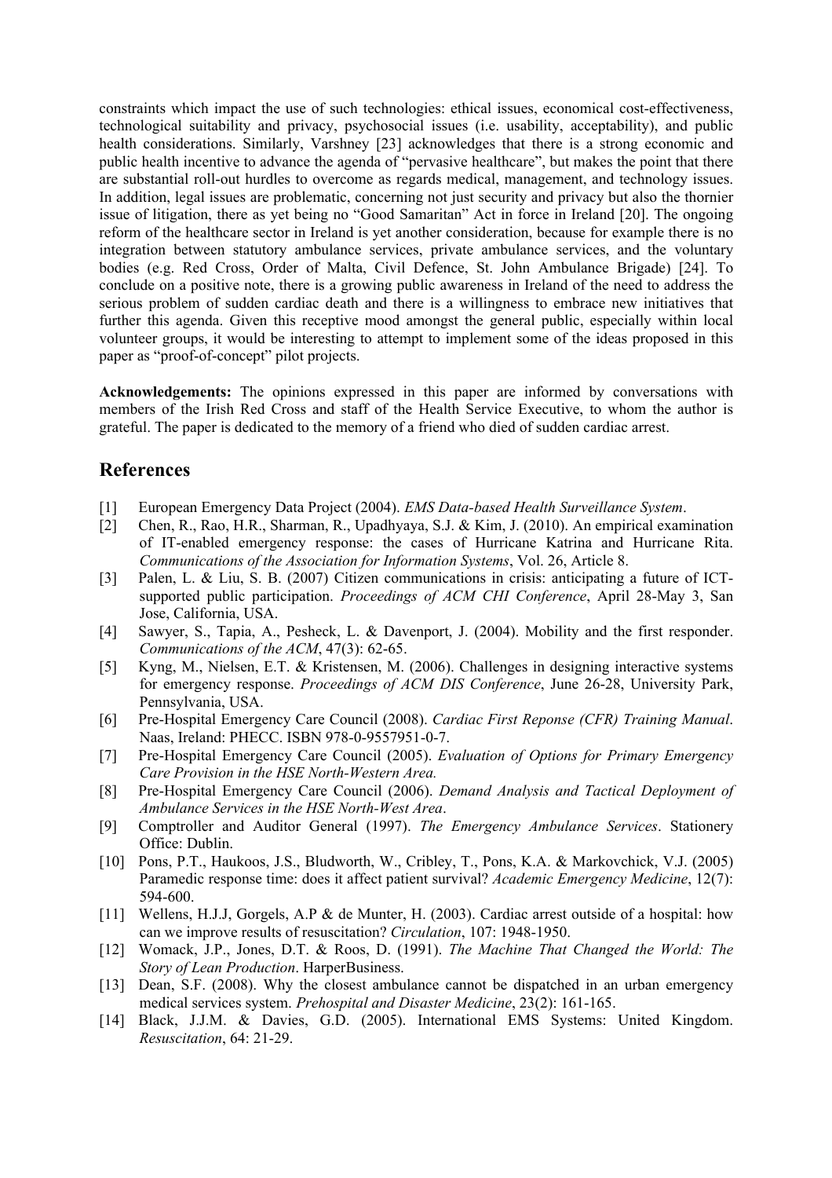constraints which impact the use of such technologies: ethical issues, economical cost-effectiveness, technological suitability and privacy, psychosocial issues (i.e. usability, acceptability), and public health considerations. Similarly, Varshney [23] acknowledges that there is a strong economic and public health incentive to advance the agenda of "pervasive healthcare", but makes the point that there are substantial roll-out hurdles to overcome as regards medical, management, and technology issues. In addition, legal issues are problematic, concerning not just security and privacy but also the thornier issue of litigation, there as yet being no "Good Samaritan" Act in force in Ireland [20]. The ongoing reform of the healthcare sector in Ireland is yet another consideration, because for example there is no integration between statutory ambulance services, private ambulance services, and the voluntary bodies (e.g. Red Cross, Order of Malta, Civil Defence, St. John Ambulance Brigade) [24]. To conclude on a positive note, there is a growing public awareness in Ireland of the need to address the serious problem of sudden cardiac death and there is a willingness to embrace new initiatives that further this agenda. Given this receptive mood amongst the general public, especially within local volunteer groups, it would be interesting to attempt to implement some of the ideas proposed in this paper as "proof-of-concept" pilot projects.

**Acknowledgements:** The opinions expressed in this paper are informed by conversations with members of the Irish Red Cross and staff of the Health Service Executive, to whom the author is grateful. The paper is dedicated to the memory of a friend who died of sudden cardiac arrest.

## References

[1] European Emergency Data Project (2004). *EMS Data-based Health Surveillance System*.

[2] Chen, R., Rao, H.R., Sharman, R., Upadhyaya, S.J. & Kim, J. (2010). An empirical examination of IT-enabled emergency response: the cases of Hurricane Katrina and Hurricane Rita. *Communications of the Association for Information Systems*, Vol. 26, Article 8.

[3] Palen, L. & Liu, S. B. (2007) Citizen communications in crisis: anticipating a future of ICT-supported public participation. *Proceedings of ACM CHI Conference*, April 28-May 3, San Jose, California, USA.

[4] Sawyer, S., Tapia, A., Pesheck, L. & Davenport, J. (2004). Mobility and the first responder. *Communications of the ACM*, 47(3): 62-65.

[5] Kyng, M., Nielsen, E.T. & Kristensen, M. (2006). Challenges in designing interactive systems for emergency response. *Proceedings of ACM DIS Conference*, June 26-28, University Park, Pennsylvania, USA.

[6] Pre-Hospital Emergency Care Council (2008). *Cardiac First Reponse (CFR) Training Manual*. Naas, Ireland: PHECC. ISBN 978-0-9557951-0-7.

[7] Pre-Hospital Emergency Care Council (2005). *Evaluation of Options for Primary Emergency Care Provision in the HSE North-Western Area.*

[8] Pre-Hospital Emergency Care Council (2006). *Demand Analysis and Tactical Deployment of Ambulance Services in the HSE North-West Area*.

[9] Comptroller and Auditor General (1997). *The Emergency Ambulance Services*. Stationery Office: Dublin.

[10] Pons, P.T., Haukoos, J.S., Bludworth, W., Cribley, T., Pons, K.A. & Markovchick, V.J. (2005) Paramedic response time: does it affect patient survival? *Academic Emergency Medicine*, 12(7): 594-600.

[11] Wellens, H.J.J, Gorgels, A.P & de Munter, H. (2003). Cardiac arrest outside of a hospital: how can we improve results of resuscitation? *Circulation*, 107: 1948-1950.

[12] Womack, J.P., Jones, D.T. & Roos, D. (1991). *The Machine That Changed the World: The Story of Lean Production*. HarperBusiness.

[13] Dean, S.F. (2008). Why the closest ambulance cannot be dispatched in an urban emergency medical services system. *Prehospital and Disaster Medicine*, 23(2): 161-165.

[14] Black, J.J.M. & Davies, G.D. (2005). International EMS Systems: United Kingdom. *Resuscitation*, 64: 21-29.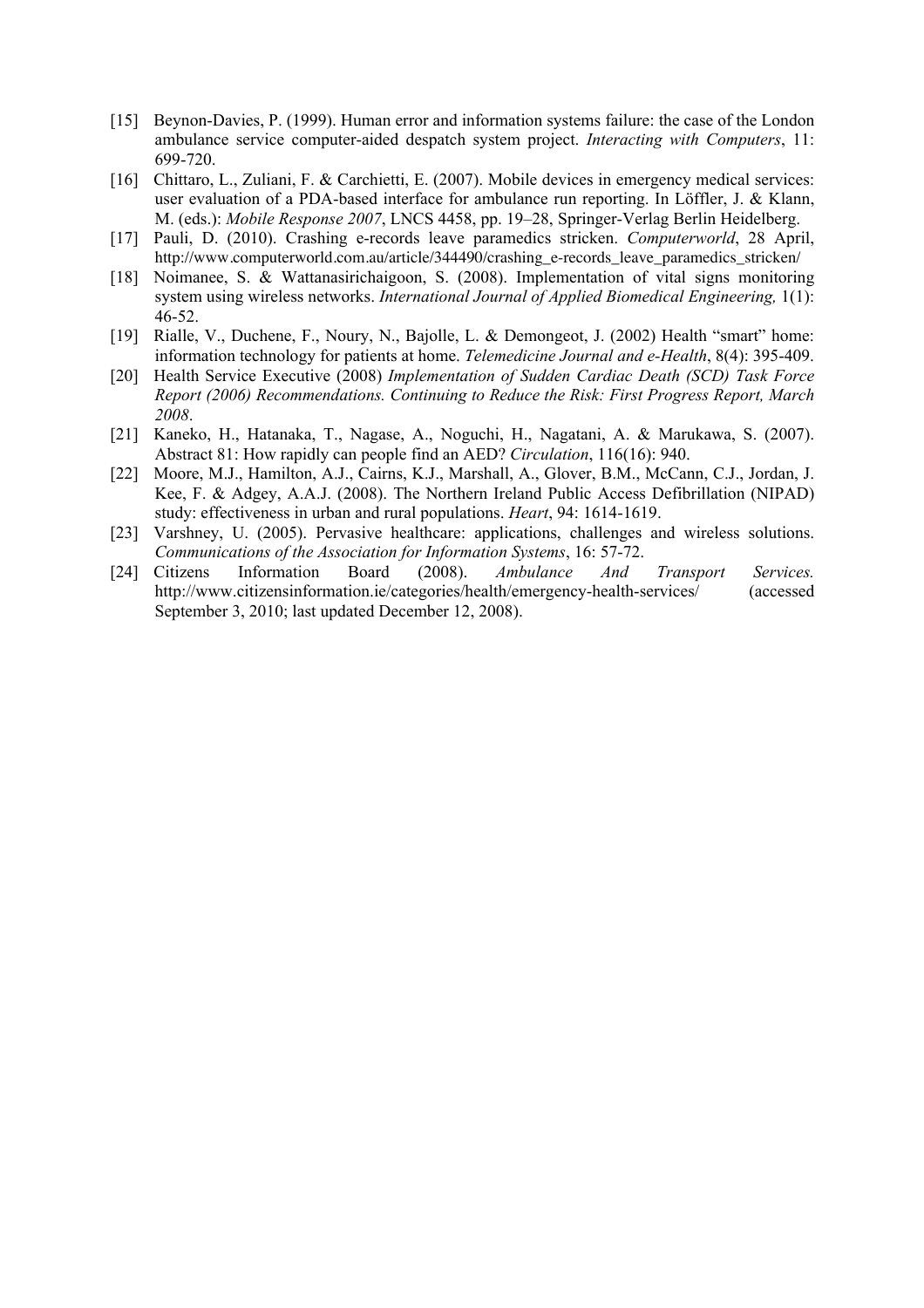[15] Beynon-Davies, P. (1999). Human error and information systems failure: the case of the London ambulance service computer-aided despatch system project. *Interacting with Computers*, 11: 699-720.

[16] Chittaro, L., Zuliani, F. & Carchietti, E. (2007). Mobile devices in emergency medical services: user evaluation of a PDA-based interface for ambulance run reporting. In Löffler, J. & Klann, M. (eds.): *Mobile Response 2007*, LNCS 4458, pp. 19–28, Springer-Verlag Berlin Heidelberg.

[17] Pauli, D. (2010). Crashing e-records leave paramedics stricken. *Computerworld*, 28 April, http://www.computerworld.com.au/article/344490/crashing_e-records_leave_paramedics_stricken/

[18] Noimanee, S. & Wattanasirichaigoon, S. (2008). Implementation of vital signs monitoring system using wireless networks. *International Journal of Applied Biomedical Engineering,* 1(1): 46-52.

[19] Rialle, V., Duchene, F., Noury, N., Bajolle, L. & Demongeot, J. (2002) Health "smart" home: information technology for patients at home. *Telemedicine Journal and e-Health*, 8(4): 395-409.

[20] Health Service Executive (2008) *Implementation of Sudden Cardiac Death (SCD) Task Force Report (2006) Recommendations. Continuing to Reduce the Risk: First Progress Report, March 2008*.

[21] Kaneko, H., Hatanaka, T., Nagase, A., Noguchi, H., Nagatani, A. & Marukawa, S. (2007). Abstract 81: How rapidly can people find an AED? *Circulation*, 116(16): 940.

[22] Moore, M.J., Hamilton, A.J., Cairns, K.J., Marshall, A., Glover, B.M., McCann, C.J., Jordan, J. Kee, F. & Adgey, A.A.J. (2008). The Northern Ireland Public Access Defibrillation (NIPAD) study: effectiveness in urban and rural populations. *Heart*, 94: 1614-1619.

[23] Varshney, U. (2005). Pervasive healthcare: applications, challenges and wireless solutions. *Communications of the Association for Information Systems*, 16: 57-72.

[24] Citizens Information Board (2008). *Ambulance And Transport Services.* http://www.citizensinformation.ie/categories/health/emergency-health-services/ (accessed September 3, 2010; last updated December 12, 2008).